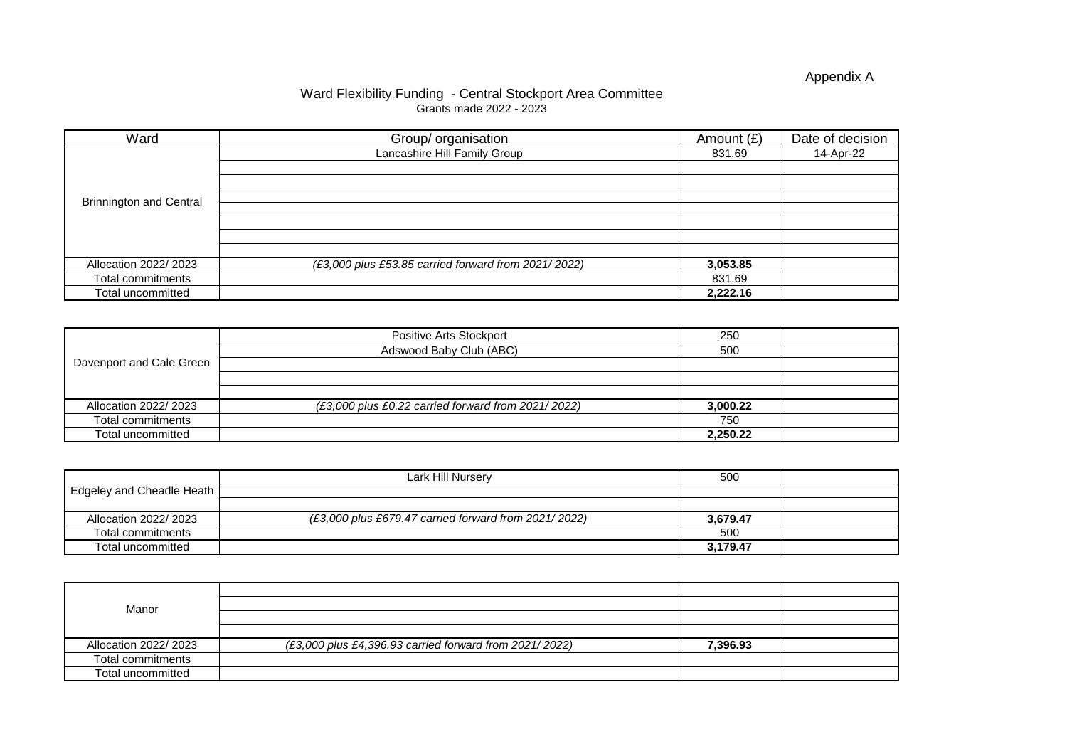Appendix A

# Ward Flexibility Funding - Central Stockport Area Committee

Grants made 2022 - 2023

| Ward | Group/ organisation | Amount (£) | Date of decision |
| --- | --- | --- | --- |
| Brinnington and Central | Lancashire Hill Family Group | 831.69 | 14-Apr-22 |
| | | | |
| | | | |
| | | | |
| | | | |
| | | | |
| | | | |
| | | | |
| Allocation 2022/ 2023 | *(£3,000 plus £53.85 carried forward from 2021/ 2022)* | **3,053.85** | |
| Total commitments | | 831.69 | |
| Total uncommitted | | **2,222.16** | |

| Ward | Group/ organisation | Amount (£) | Date of decision |
| --- | --- | --- | --- |
| Davenport and Cale Green | Positive Arts Stockport | 250 | |
| | Adswood Baby Club (ABC) | 500 | |
| | | | |
| | | | |
| | | | |
| Allocation 2022/ 2023 | *(£3,000 plus £0.22 carried forward from 2021/ 2022)* | **3,000.22** | |
| Total commitments | | 750 | |
| Total uncommitted | | **2,250.22** | |

| Ward | Group/ organisation | Amount (£) | Date of decision |
| --- | --- | --- | --- |
| Edgeley and Cheadle Heath | Lark Hill Nursery | 500 | |
| | | | |
| | | | |
| Allocation 2022/ 2023 | *(£3,000 plus £679.47 carried forward from 2021/ 2022)* | **3,679.47** | |
| Total commitments | | 500 | |
| Total uncommitted | | **3,179.47** | |

| Ward | Group/ organisation | Amount (£) | Date of decision |
| --- | --- | --- | --- |
| Manor | | | |
| | | | |
| | | | |
| | | | |
| Allocation 2022/ 2023 | *(£3,000 plus £4,396.93 carried forward from 2021/ 2022)* | **7,396.93** | |
| Total commitments | | | |
| Total uncommitted | | | |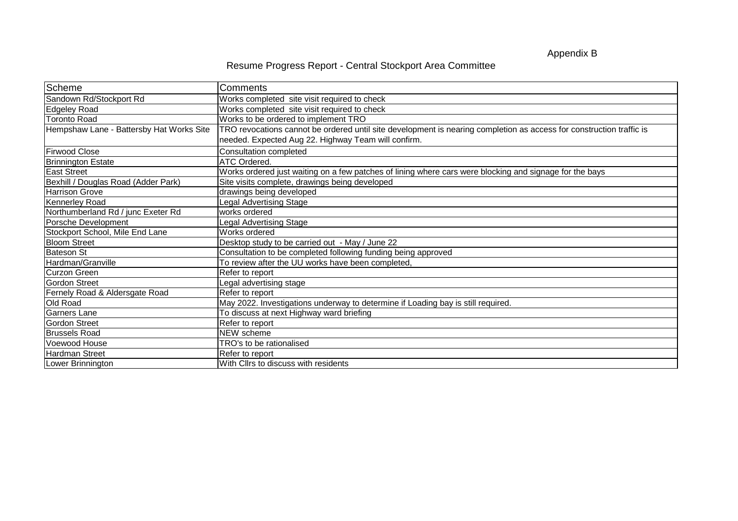Appendix B

Resume Progress Report - Central Stockport Area Committee

| Scheme | Comments |
|---|---|
| Sandown Rd/Stockport Rd | Works completed site visit required to check |
| Edgeley Road | Works completed site visit required to check |
| Toronto Road | Works to be ordered to implement TRO |
| Hempshaw Lane - Battersby Hat Works Site | TRO revocations cannot be ordered until site development is nearing completion as access for construction traffic is needed. Expected Aug 22. Highway Team will confirm. |
| Firwood Close | Consultation completed |
| Brinnington Estate | ATC Ordered. |
| East Street | Works ordered just waiting on a few patches of lining where cars were blocking and signage for the bays |
| Bexhill / Douglas Road (Adder Park) | Site visits complete, drawings being developed |
| Harrison Grove | drawings being developed |
| Kennerley Road | Legal Advertising Stage |
| Northumberland Rd / junc Exeter Rd | works ordered |
| Porsche Development | Legal Advertising Stage |
| Stockport School, Mile End Lane | Works ordered |
| Bloom Street | Desktop study to be carried out - May / June 22 |
| Bateson St | Consultation to be completed following funding being approved |
| Hardman/Granville | To review after the UU works have been completed, |
| Curzon Green | Refer to report |
| Gordon Street | Legal advertising stage |
| Fernely Road & Aldersgate Road | Refer to report |
| Old Road | May 2022. Investigations underway to determine if Loading bay is still required. |
| Garners Lane | To discuss at next Highway ward briefing |
| Gordon Street | Refer to report |
| Brussels Road | NEW scheme |
| Voewood House | TRO's to be rationalised |
| Hardman Street | Refer to report |
| Lower Brinnington | With Cllrs to discuss with residents |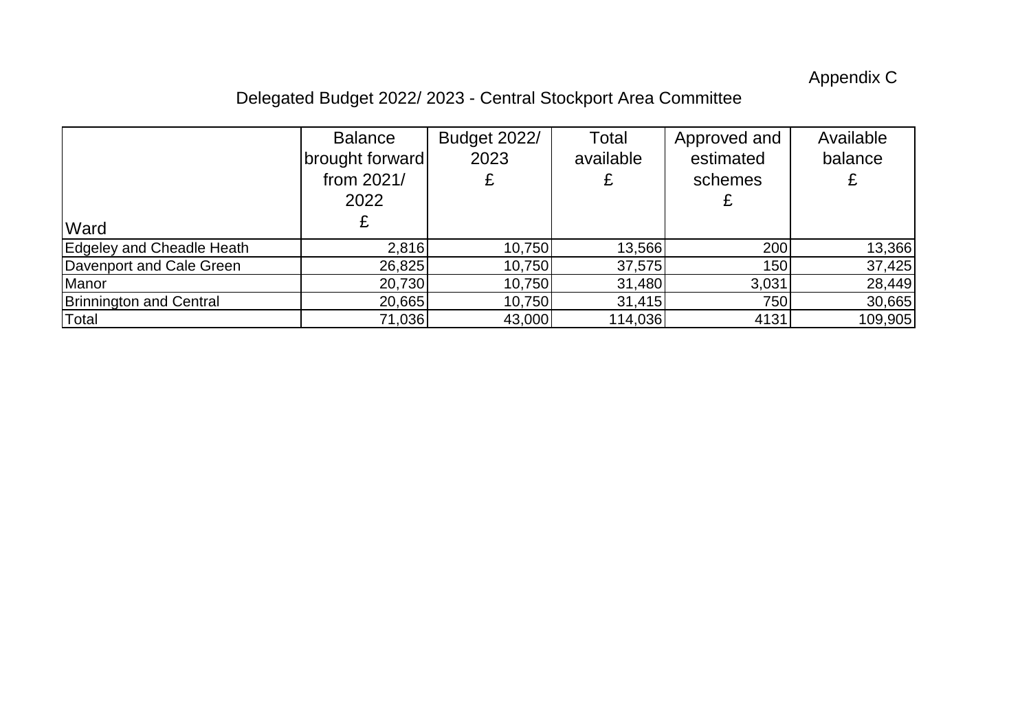Appendix C

Delegated Budget 2022/ 2023 - Central Stockport Area Committee

| Ward | Balance brought forward from 2021/ 2022 £ | Budget 2022/ 2023 £ | Total available £ | Approved and estimated schemes £ | Available balance £ |
|---|---|---|---|---|---|
| Edgeley and Cheadle Heath | 2,816 | 10,750 | 13,566 | 200 | 13,366 |
| Davenport and Cale Green | 26,825 | 10,750 | 37,575 | 150 | 37,425 |
| Manor | 20,730 | 10,750 | 31,480 | 3,031 | 28,449 |
| Brinnington and Central | 20,665 | 10,750 | 31,415 | 750 | 30,665 |
| Total | 71,036 | 43,000 | 114,036 | 4131 | 109,905 |